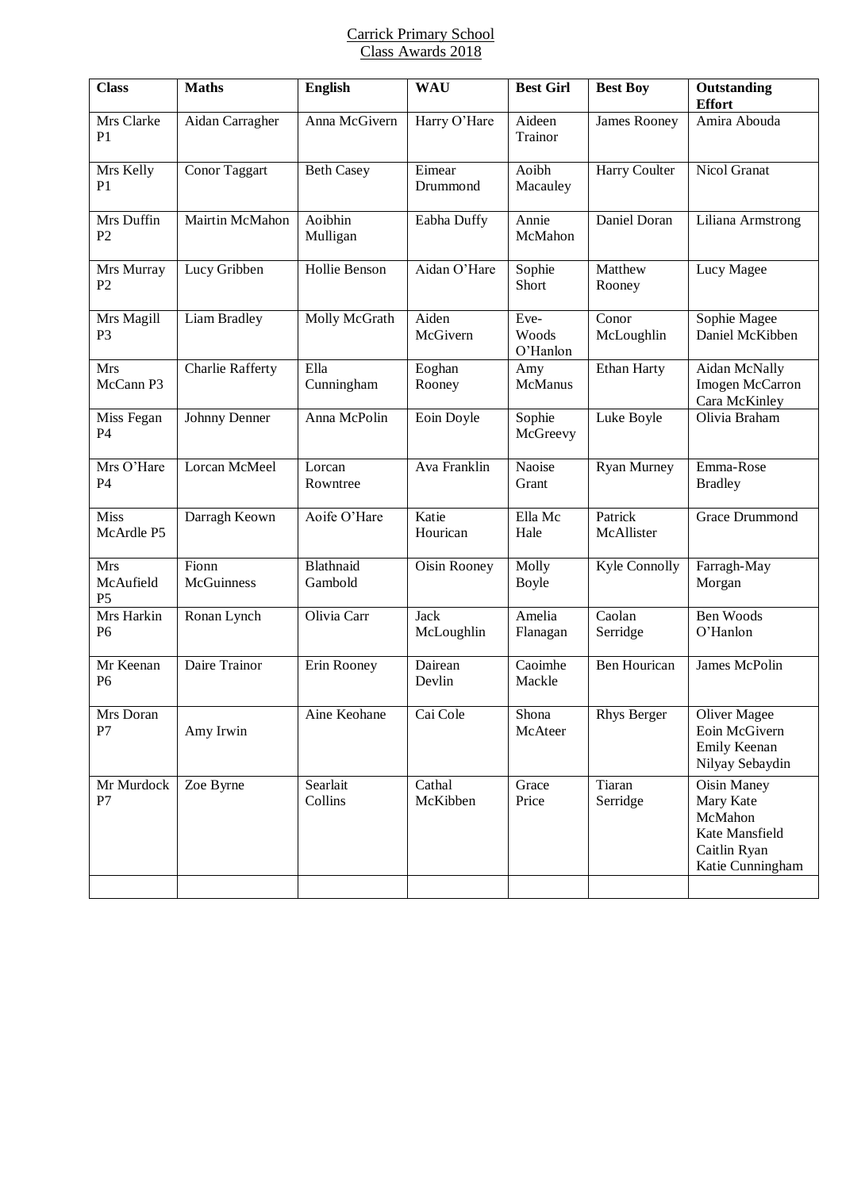# Carrick Primary School
## Class Awards 2018

| Class | Maths | English | WAU | Best Girl | Best Boy | Outstanding Effort |
|---|---|---|---|---|---|---|
| Mrs Clarke P1 | Aidan Carragher | Anna McGivern | Harry O'Hare | Aideen Trainor | James Rooney | Amira Abouda |
| Mrs Kelly P1 | Conor Taggart | Beth Casey | Eimear Drummond | Aoibh Macauley | Harry Coulter | Nicol Granat |
| Mrs Duffin P2 | Mairtin McMahon | Aoibhin Mulligan | Eabha Duffy | Annie McMahon | Daniel Doran | Liliana Armstrong |
| Mrs Murray P2 | Lucy Gribben | Hollie Benson | Aidan O'Hare | Sophie Short | Matthew Rooney | Lucy Magee |
| Mrs Magill P3 | Liam Bradley | Molly McGrath | Aiden McGivern | Eve-Woods O'Hanlon | Conor McLoughlin | Sophie Magee<br>Daniel McKibben |
| Mrs McCann P3 | Charlie Rafferty | Ella Cunningham | Eoghan Rooney | Amy McManus | Ethan Harty | Aidan McNally<br>Imogen McCarron<br>Cara McKinley |
| Miss Fegan P4 | Johnny Denner | Anna McPolin | Eoin Doyle | Sophie McGreevy | Luke Boyle | Olivia Braham |
| Mrs O'Hare P4 | Lorcan McMeel | Lorcan Rowntree | Ava Franklin | Naoise Grant | Ryan Murney | Emma-Rose Bradley |
| Miss McArdle P5 | Darragh Keown | Aoife O'Hare | Katie Hourican | Ella Mc Hale | Patrick McAllister | Grace Drummond |
| Mrs McAufield P5 | Fionn McGuinness | Blathnaid Gambold | Oisin Rooney | Molly Boyle | Kyle Connolly | Farragh-May Morgan |
| Mrs Harkin P6 | Ronan Lynch | Olivia Carr | Jack McLoughlin | Amelia Flanagan | Caolan Serridge | Ben Woods O'Hanlon |
| Mr Keenan P6 | Daire Trainor | Erin Rooney | Dairean Devlin | Caoimhe Mackle | Ben Hourican | James McPolin |
| Mrs Doran P7 | Amy Irwin | Aine Keohane | Cai Cole | Shona McAteer | Rhys Berger | Oliver Magee<br>Eoin McGivern<br>Emily Keenan<br>Nilyay Sebaydin |
| Mr Murdock P7 | Zoe Byrne | Searlait Collins | Cathal McKibben | Grace Price | Tiaran Serridge | Oisin Maney<br>Mary Kate McMahon<br>Kate Mansfield<br>Caitlin Ryan<br>Katie Cunningham |
| | | | | | | |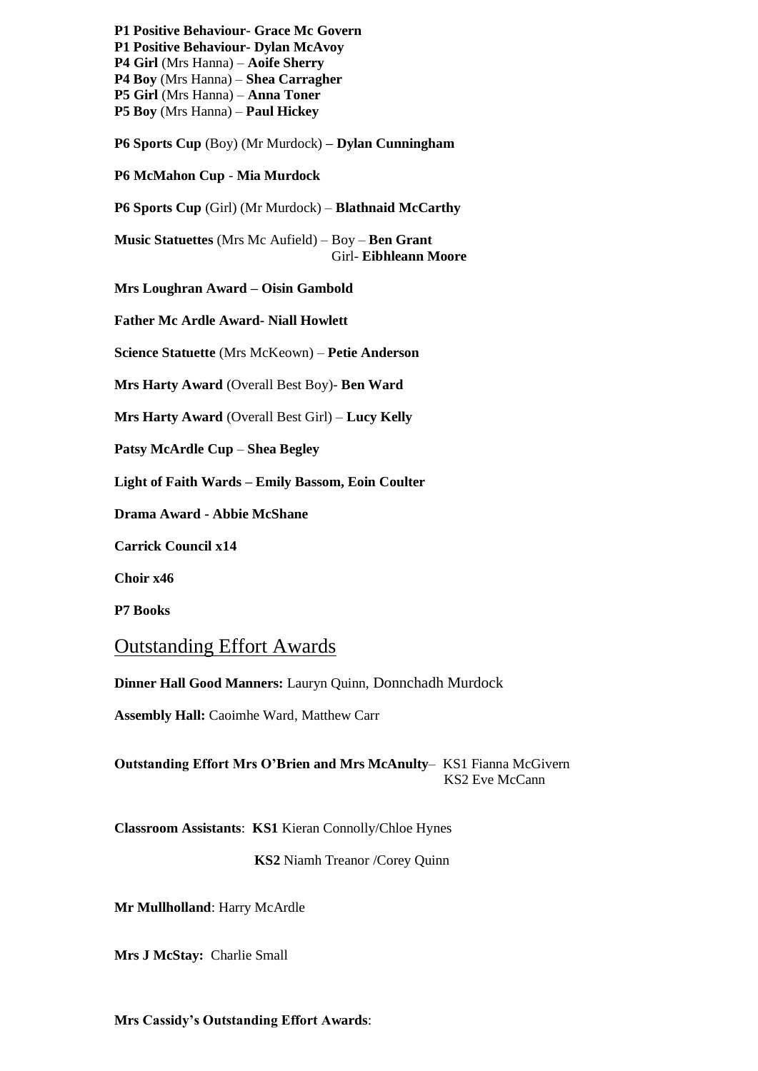**P1 Positive Behaviour- Grace Mc Govern**
**P1 Positive Behaviour- Dylan McAvoy**
**P4 Girl** (Mrs Hanna) – **Aoife Sherry**
**P4 Boy** (Mrs Hanna) – **Shea Carragher**
**P5 Girl** (Mrs Hanna) – **Anna Toner**
**P5 Boy** (Mrs Hanna) – **Paul Hickey**

**P6 Sports Cup** (Boy) (Mr Murdock) **– Dylan Cunningham**

**P6 McMahon Cup** - **Mia Murdock**

**P6 Sports Cup** (Girl) (Mr Murdock) – **Blathnaid McCarthy**

**Music Statuettes** (Mrs Mc Aufield) – Boy – **Ben Grant**
Girl- **Eibhleann Moore**

**Mrs Loughran Award – Oisin Gambold**

**Father Mc Ardle Award- Niall Howlett**

**Science Statuette** (Mrs McKeown) – **Petie Anderson**

**Mrs Harty Award** (Overall Best Boy)- **Ben Ward**

**Mrs Harty Award** (Overall Best Girl) – **Lucy Kelly**

**Patsy McArdle Cup** – **Shea Begley**

**Light of Faith Wards – Emily Bassom, Eoin Coulter**

**Drama Award - Abbie McShane**

**Carrick Council x14**

**Choir x46**

**P7 Books**

## Outstanding Effort Awards

**Dinner Hall Good Manners:** Lauryn Quinn, Donnchadh Murdock

**Assembly Hall:** Caoimhe Ward, Matthew Carr

**Outstanding Effort Mrs O'Brien and Mrs McAnulty**– KS1 Fianna McGivern
KS2 Eve McCann

**Classroom Assistants**: **KS1** Kieran Connolly/Chloe Hynes

**KS2** Niamh Treanor /Corey Quinn

**Mr Mullholland**: Harry McArdle

**Mrs J McStay:** Charlie Small

**Mrs Cassidy's Outstanding Effort Awards**: